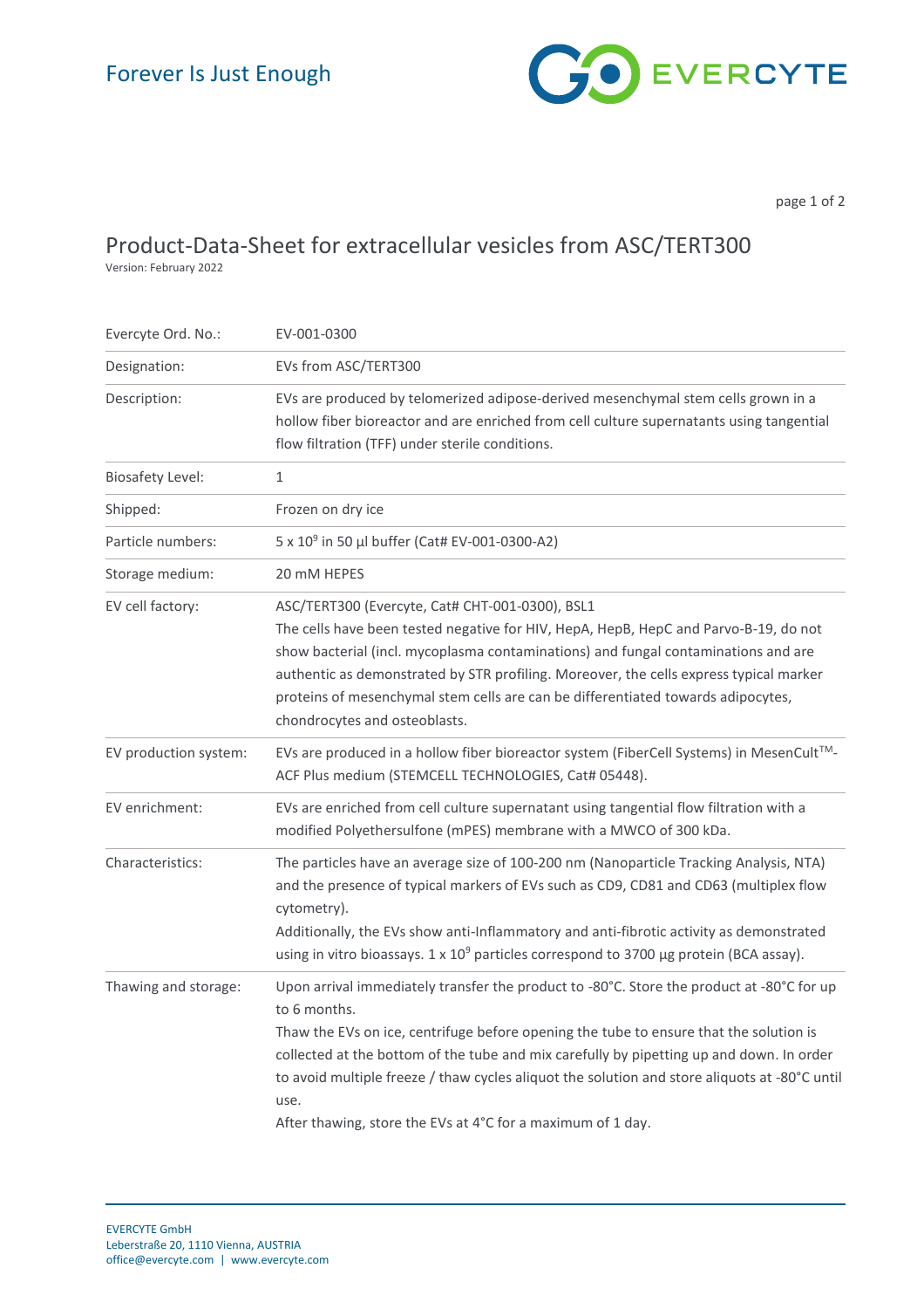Forever Is Just Enough

# Product-Data-Sheet for extracellular vesicles from ASC/TERT300

Version: February 2022

| | |
|---|---|
| Evercyte Ord. No.: | EV-001-0300 |
| Designation: | EVs from ASC/TERT300 |
| Description: | EVs are produced by telomerized adipose-derived mesenchymal stem cells grown in a hollow fiber bioreactor and are enriched from cell culture supernatants using tangential flow filtration (TFF) under sterile conditions. |
| Biosafety Level: | 1 |
| Shipped: | Frozen on dry ice |
| Particle numbers: | 5 x $10^9$ in 50 µl buffer (Cat# EV-001-0300-A2) |
| Storage medium: | 20 mM HEPES |
| EV cell factory: | ASC/TERT300 (Evercyte, Cat# CHT-001-0300), BSL1<br>The cells have been tested negative for HIV, HepA, HepB, HepC and Parvo-B-19, do not show bacterial (incl. mycoplasma contaminations) and fungal contaminations and are authentic as demonstrated by STR profiling. Moreover, the cells express typical marker proteins of mesenchymal stem cells are can be differentiated towards adipocytes, chondrocytes and osteoblasts. |
| EV production system: | EVs are produced in a hollow fiber bioreactor system (FiberCell Systems) in MesenCult™-ACF Plus medium (STEMCELL TECHNOLOGIES, Cat# 05448). |
| EV enrichment: | EVs are enriched from cell culture supernatant using tangential flow filtration with a modified Polyethersulfone (mPES) membrane with a MWCO of 300 kDa. |
| Characteristics: | The particles have an average size of 100-200 nm (Nanoparticle Tracking Analysis, NTA) and the presence of typical markers of EVs such as CD9, CD81 and CD63 (multiplex flow cytometry).<br>Additionally, the EVs show anti-Inflammatory and anti-fibrotic activity as demonstrated using in vitro bioassays. 1 x $10^9$ particles correspond to 3700 µg protein (BCA assay). |
| Thawing and storage: | Upon arrival immediately transfer the product to -80°C. Store the product at -80°C for up to 6 months.<br>Thaw the EVs on ice, centrifuge before opening the tube to ensure that the solution is collected at the bottom of the tube and mix carefully by pipetting up and down. In order to avoid multiple freeze / thaw cycles aliquot the solution and store aliquots at -80°C until use.<br>After thawing, store the EVs at 4°C for a maximum of 1 day. |

EVERCYTE GmbH
Leberstraße 20, 1110 Vienna, AUSTRIA
office@evercyte.com | www.evercyte.com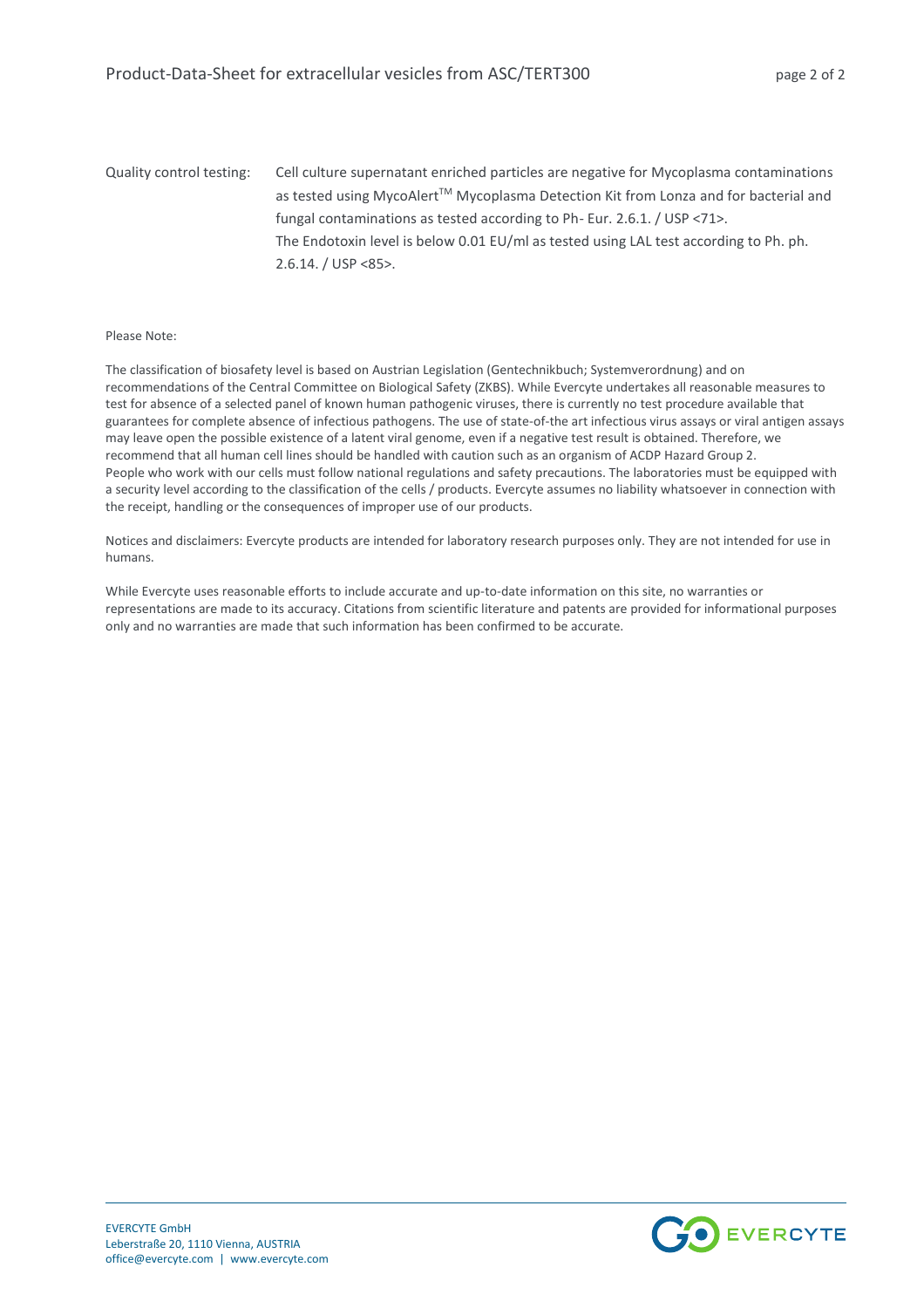Quality control testing: Cell culture supernatant enriched particles are negative for Mycoplasma contaminations as tested using MycoAlert™ Mycoplasma Detection Kit from Lonza and for bacterial and fungal contaminations as tested according to Ph- Eur. 2.6.1. / USP <71>.
The Endotoxin level is below 0.01 EU/ml as tested using LAL test according to Ph. ph. 2.6.14. / USP <85>.

Please Note:

The classification of biosafety level is based on Austrian Legislation (Gentechnikbuch; Systemverordnung) and on recommendations of the Central Committee on Biological Safety (ZKBS). While Evercyte undertakes all reasonable measures to test for absence of a selected panel of known human pathogenic viruses, there is currently no test procedure available that guarantees for complete absence of infectious pathogens. The use of state-of-the art infectious virus assays or viral antigen assays may leave open the possible existence of a latent viral genome, even if a negative test result is obtained. Therefore, we recommend that all human cell lines should be handled with caution such as an organism of ACDP Hazard Group 2.
People who work with our cells must follow national regulations and safety precautions. The laboratories must be equipped with a security level according to the classification of the cells / products. Evercyte assumes no liability whatsoever in connection with the receipt, handling or the consequences of improper use of our products.

Notices and disclaimers: Evercyte products are intended for laboratory research purposes only. They are not intended for use in humans.

While Evercyte uses reasonable efforts to include accurate and up-to-date information on this site, no warranties or representations are made to its accuracy. Citations from scientific literature and patents are provided for informational purposes only and no warranties are made that such information has been confirmed to be accurate.

EVERCYTE GmbH
Leberstraße 20, 1110 Vienna, AUSTRIA
office@evercyte.com | www.evercyte.com